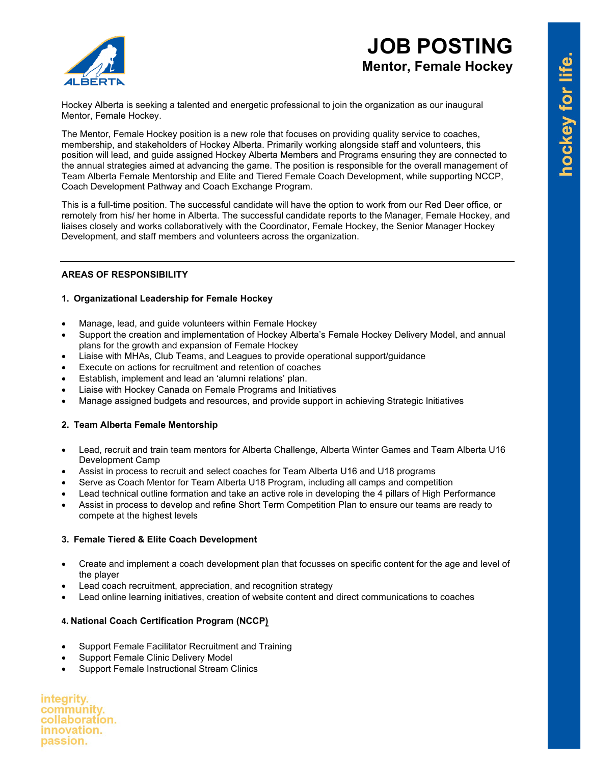# JOB POSTING

## Mentor, Female Hockey

Hockey Alberta is seeking a talented and energetic professional to join the organization as our inaugural Mentor, Female Hockey.

The Mentor, Female Hockey position is a new role that focuses on providing quality service to coaches, membership, and stakeholders of Hockey Alberta. Primarily working alongside staff and volunteers, this position will lead, and guide assigned Hockey Alberta Members and Programs ensuring they are connected to the annual strategies aimed at advancing the game. The position is responsible for the overall management of Team Alberta Female Mentorship and Elite and Tiered Female Coach Development, while supporting NCCP, Coach Development Pathway and Coach Exchange Program.

This is a full-time position. The successful candidate will have the option to work from our Red Deer office, or remotely from his/ her home in Alberta. The successful candidate reports to the Manager, Female Hockey, and liaises closely and works collaboratively with the Coordinator, Female Hockey, the Senior Manager Hockey Development, and staff members and volunteers across the organization.

---

**AREAS OF RESPONSIBILITY**

**1. Organizational Leadership for Female Hockey**

- Manage, lead, and guide volunteers within Female Hockey
- Support the creation and implementation of Hockey Alberta's Female Hockey Delivery Model, and annual plans for the growth and expansion of Female Hockey
- Liaise with MHAs, Club Teams, and Leagues to provide operational support/guidance
- Execute on actions for recruitment and retention of coaches
- Establish, implement and lead an 'alumni relations' plan.
- Liaise with Hockey Canada on Female Programs and Initiatives
- Manage assigned budgets and resources, and provide support in achieving Strategic Initiatives

**2. Team Alberta Female Mentorship**

- Lead, recruit and train team mentors for Alberta Challenge, Alberta Winter Games and Team Alberta U16 Development Camp
- Assist in process to recruit and select coaches for Team Alberta U16 and U18 programs
- Serve as Coach Mentor for Team Alberta U18 Program, including all camps and competition
- Lead technical outline formation and take an active role in developing the 4 pillars of High Performance
- Assist in process to develop and refine Short Term Competition Plan to ensure our teams are ready to compete at the highest levels

**3. Female Tiered & Elite Coach Development**

- Create and implement a coach development plan that focusses on specific content for the age and level of the player
- Lead coach recruitment, appreciation, and recognition strategy
- Lead online learning initiatives, creation of website content and direct communications to coaches

**4. National Coach Certification Program (NCCP)**

- Support Female Facilitator Recruitment and Training
- Support Female Clinic Delivery Model
- Support Female Instructional Stream Clinics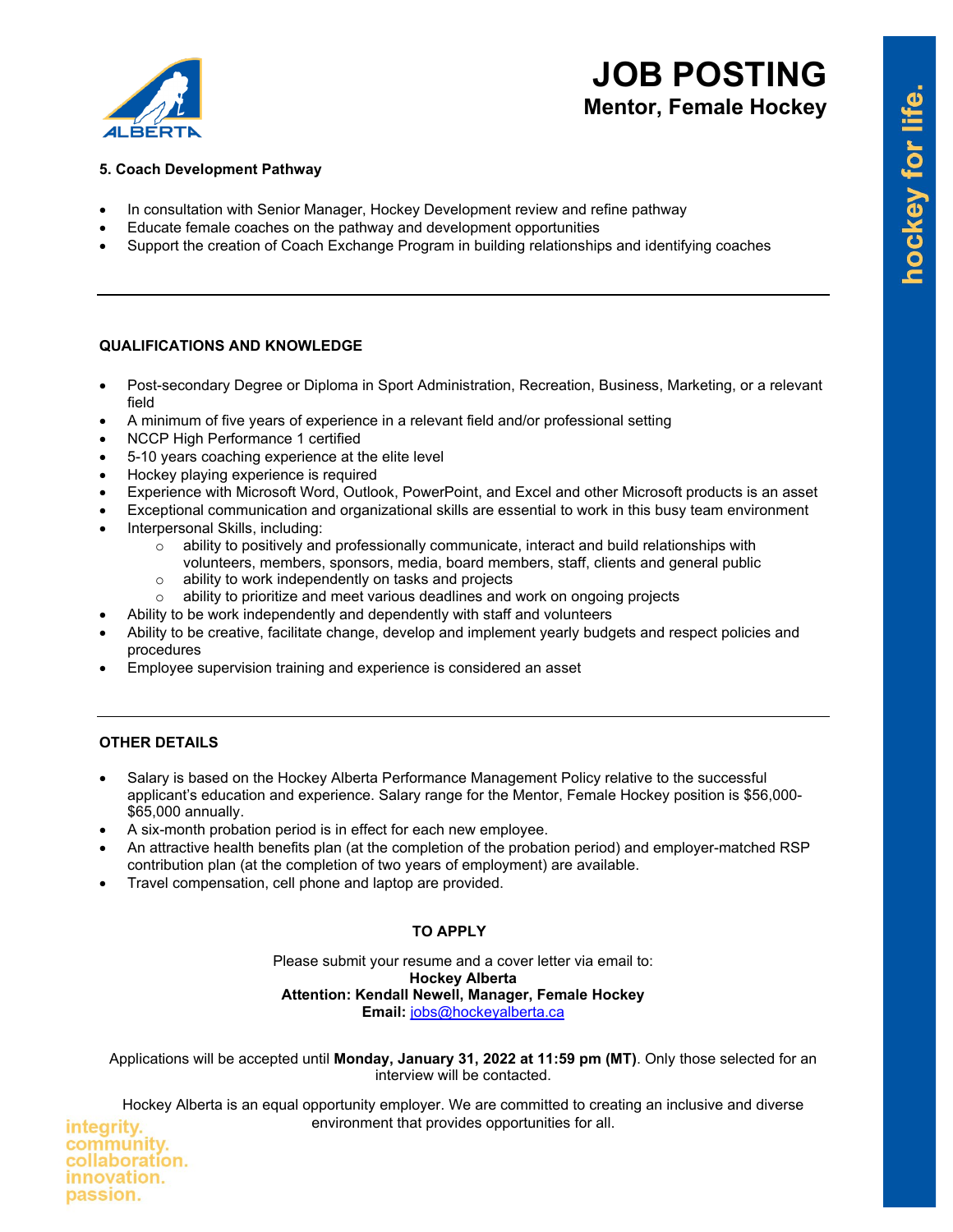# JOB POSTING
## Mentor, Female Hockey

**5. Coach Development Pathway**

- In consultation with Senior Manager, Hockey Development review and refine pathway
- Educate female coaches on the pathway and development opportunities
- Support the creation of Coach Exchange Program in building relationships and identifying coaches

---

**QUALIFICATIONS AND KNOWLEDGE**

- Post-secondary Degree or Diploma in Sport Administration, Recreation, Business, Marketing, or a relevant field
- A minimum of five years of experience in a relevant field and/or professional setting
- NCCP High Performance 1 certified
- 5-10 years coaching experience at the elite level
- Hockey playing experience is required
- Experience with Microsoft Word, Outlook, PowerPoint, and Excel and other Microsoft products is an asset
- Exceptional communication and organizational skills are essential to work in this busy team environment
- Interpersonal Skills, including:
    - ability to positively and professionally communicate, interact and build relationships with volunteers, members, sponsors, media, board members, staff, clients and general public
    - ability to work independently on tasks and projects
    - ability to prioritize and meet various deadlines and work on ongoing projects
- Ability to be work independently and dependently with staff and volunteers
- Ability to be creative, facilitate change, develop and implement yearly budgets and respect policies and procedures
- Employee supervision training and experience is considered an asset

---

**OTHER DETAILS**

- Salary is based on the Hockey Alberta Performance Management Policy relative to the successful applicant's education and experience. Salary range for the Mentor, Female Hockey position is $56,000-$65,000 annually.
- A six-month probation period is in effect for each new employee.
- An attractive health benefits plan (at the completion of the probation period) and employer-matched RSP contribution plan (at the completion of two years of employment) are available.
- Travel compensation, cell phone and laptop are provided.

**TO APPLY**

Please submit your resume and a cover letter via email to:
**Hockey Alberta**
**Attention: Kendall Newell, Manager, Female Hockey**
**Email:** jobs@hockeyalberta.ca

Applications will be accepted until **Monday, January 31, 2022 at 11:59 pm (MT)**. Only those selected for an interview will be contacted.

Hockey Alberta is an equal opportunity employer. We are committed to creating an inclusive and diverse environment that provides opportunities for all.

integrity.
community.
collaboration.
innovation.
passion.

hockey for life.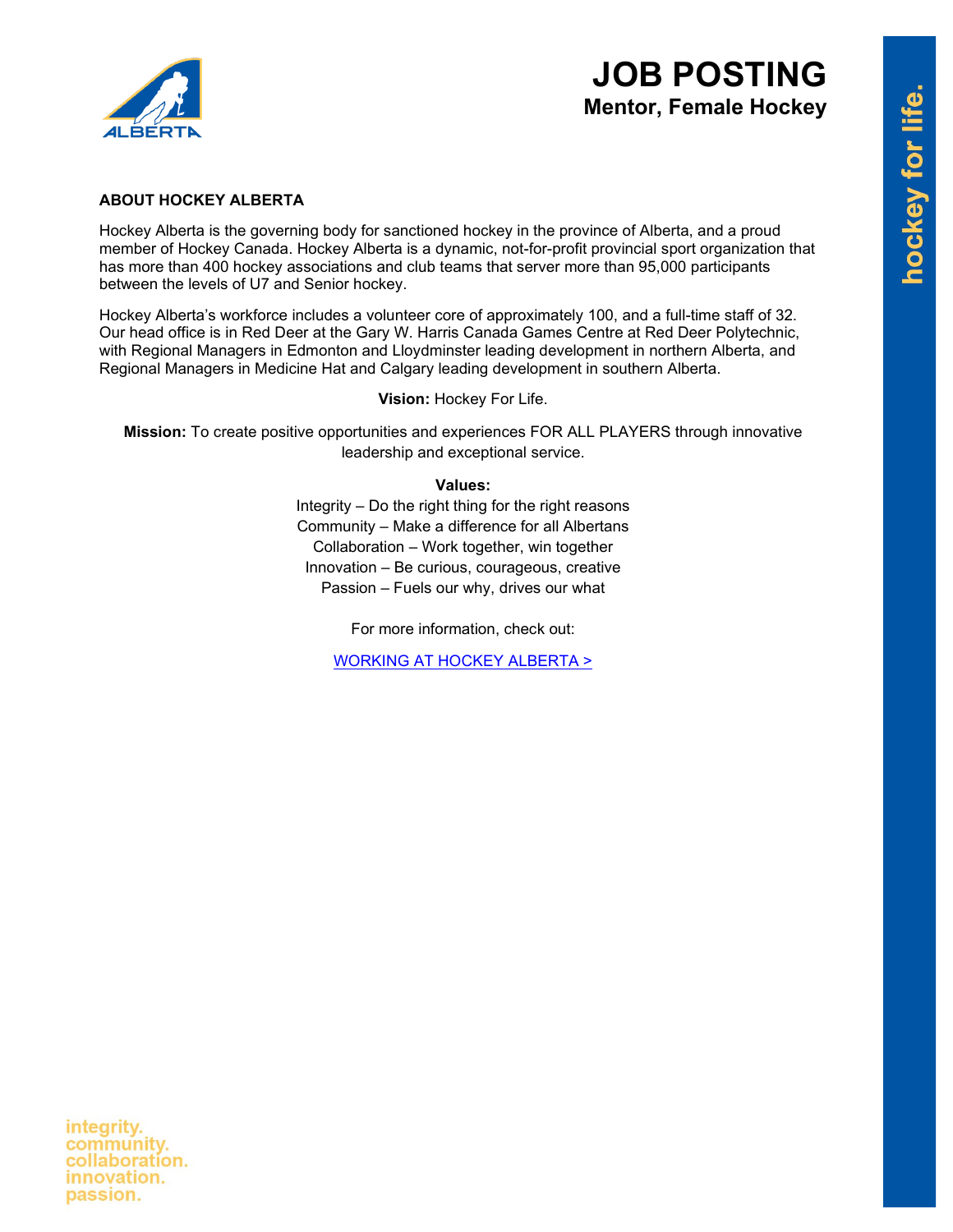# JOB POSTING

## Mentor, Female Hockey

### ABOUT HOCKEY ALBERTA

Hockey Alberta is the governing body for sanctioned hockey in the province of Alberta, and a proud member of Hockey Canada. Hockey Alberta is a dynamic, not-for-profit provincial sport organization that has more than 400 hockey associations and club teams that server more than 95,000 participants between the levels of U7 and Senior hockey.

Hockey Alberta's workforce includes a volunteer core of approximately 100, and a full-time staff of 32. Our head office is in Red Deer at the Gary W. Harris Canada Games Centre at Red Deer Polytechnic, with Regional Managers in Edmonton and Lloydminster leading development in northern Alberta, and Regional Managers in Medicine Hat and Calgary leading development in southern Alberta.

**Vision:** Hockey For Life.

**Mission:** To create positive opportunities and experiences FOR ALL PLAYERS through innovative leadership and exceptional service.

**Values:**

Integrity – Do the right thing for the right reasons
Community – Make a difference for all Albertans
Collaboration – Work together, win together
Innovation – Be curious, courageous, creative
Passion – Fuels our why, drives our what

For more information, check out:

WORKING AT HOCKEY ALBERTA >

integrity.
community.
collaboration.
innovation.
passion.

hockey for life.